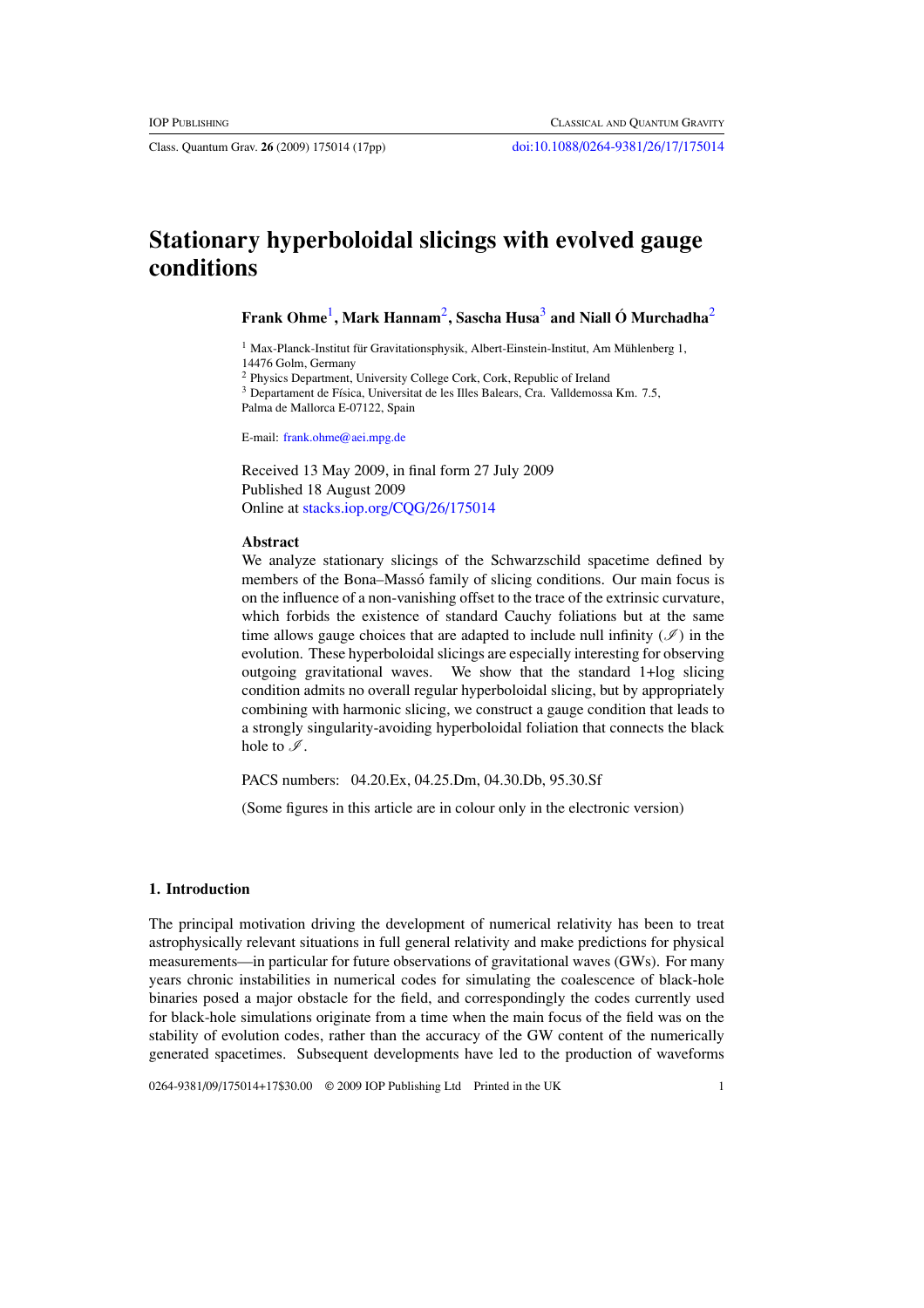# Stationary hyperboloidal slicings with evolved gauge conditions

**Frank Ohme**[1], **Mark Hannam**[2], **Sascha Husa**[3] **and Niall Ó Murchadha**[2]

[1] Max-Planck-Institut für Gravitationsphysik, Albert-Einstein-Institut, Am Mühlenberg 1, 14476 Golm, Germany
[2] Physics Department, University College Cork, Cork, Republic of Ireland
[3] Departament de Física, Universitat de les Illes Balears, Cra. Valldemossa Km. 7.5, Palma de Mallorca E-07122, Spain

E-mail: frank.ohme@aei.mpg.de

Received 13 May 2009, in final form 27 July 2009
Published 18 August 2009
Online at stacks.iop.org/CQG/26/175014

### Abstract

We analyze stationary slicings of the Schwarzschild spacetime defined by members of the Bona–Massó family of slicing conditions. Our main focus is on the influence of a non-vanishing offset to the trace of the extrinsic curvature, which forbids the existence of standard Cauchy foliations but at the same time allows gauge choices that are adapted to include null infinity ($\mathscr{I}$) in the evolution. These hyperboloidal slicings are especially interesting for observing outgoing gravitational waves. We show that the standard 1+log slicing condition admits no overall regular hyperboloidal slicing, but by appropriately combining with harmonic slicing, we construct a gauge condition that leads to a strongly singularity-avoiding hyperboloidal foliation that connects the black hole to $\mathscr{I}$.

PACS numbers: 04.20.Ex, 04.25.Dm, 04.30.Db, 95.30.Sf

(Some figures in this article are in colour only in the electronic version)

## 1. Introduction

The principal motivation driving the development of numerical relativity has been to treat astrophysically relevant situations in full general relativity and make predictions for physical measurements—in particular for future observations of gravitational waves (GWs). For many years chronic instabilities in numerical codes for simulating the coalescence of black-hole binaries posed a major obstacle for the field, and correspondingly the codes currently used for black-hole simulations originate from a time when the main focus of the field was on the stability of evolution codes, rather than the accuracy of the GW content of the numerically generated spacetimes. Subsequent developments have led to the production of waveforms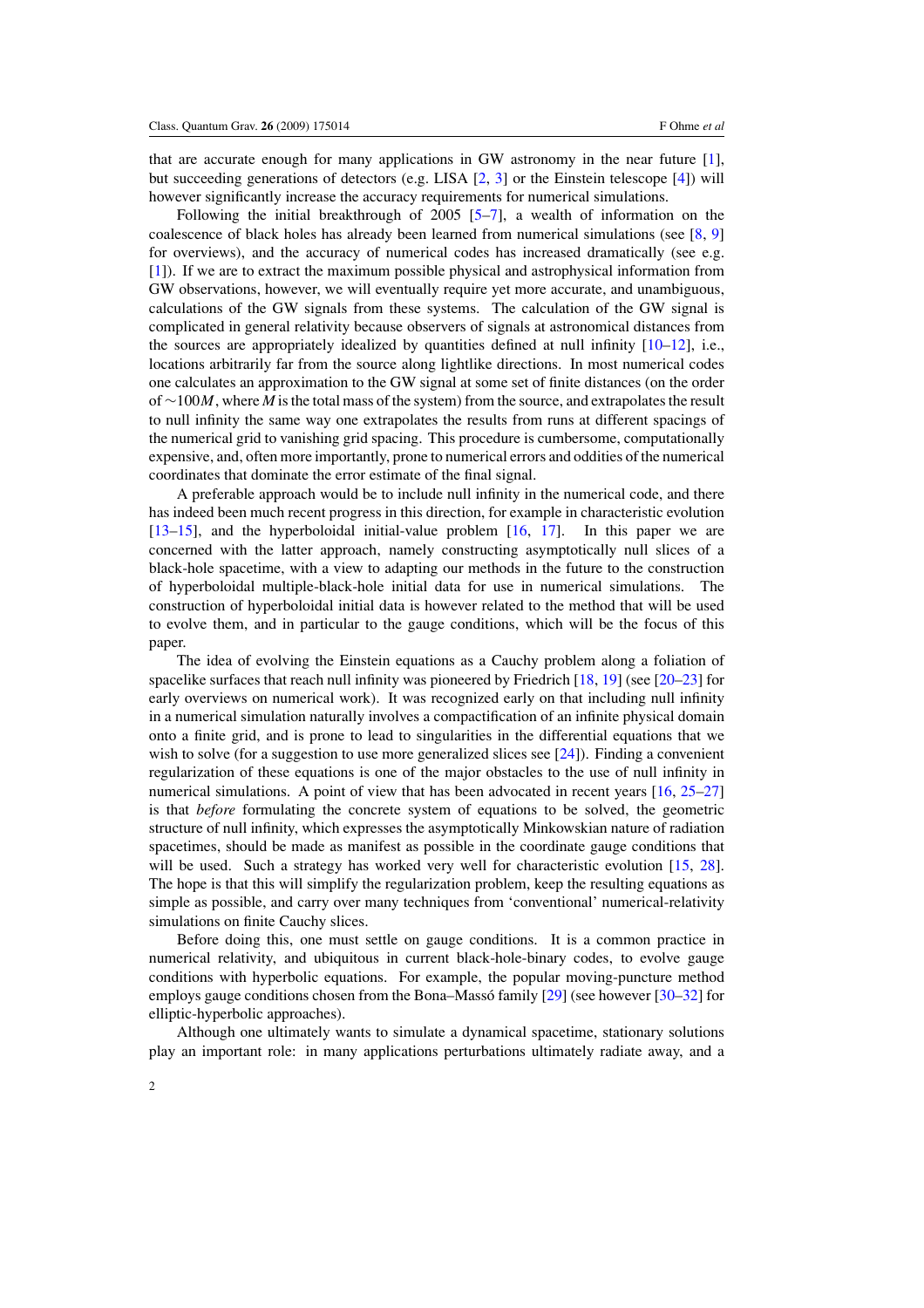that are accurate enough for many applications in GW astronomy in the near future [1], but succeeding generations of detectors (e.g. LISA [2, 3] or the Einstein telescope [4]) will however significantly increase the accuracy requirements for numerical simulations.

Following the initial breakthrough of 2005 [5–7], a wealth of information on the coalescence of black holes has already been learned from numerical simulations (see [8, 9] for overviews), and the accuracy of numerical codes has increased dramatically (see e.g. [1]). If we are to extract the maximum possible physical and astrophysical information from GW observations, however, we will eventually require yet more accurate, and unambiguous, calculations of the GW signals from these systems. The calculation of the GW signal is complicated in general relativity because observers of signals at astronomical distances from the sources are appropriately idealized by quantities defined at null infinity [10–12], i.e., locations arbitrarily far from the source along lightlike directions. In most numerical codes one calculates an approximation to the GW signal at some set of finite distances (on the order of $\sim 100M$, where $M$ is the total mass of the system) from the source, and extrapolates the result to null infinity the same way one extrapolates the results from runs at different spacings of the numerical grid to vanishing grid spacing. This procedure is cumbersome, computationally expensive, and, often more importantly, prone to numerical errors and oddities of the numerical coordinates that dominate the error estimate of the final signal.

A preferable approach would be to include null infinity in the numerical code, and there has indeed been much recent progress in this direction, for example in characteristic evolution [13–15], and the hyperboloidal initial-value problem [16, 17]. In this paper we are concerned with the latter approach, namely constructing asymptotically null slices of a black-hole spacetime, with a view to adapting our methods in the future to the construction of hyperboloidal multiple-black-hole initial data for use in numerical simulations. The construction of hyperboloidal initial data is however related to the method that will be used to evolve them, and in particular to the gauge conditions, which will be the focus of this paper.

The idea of evolving the Einstein equations as a Cauchy problem along a foliation of spacelike surfaces that reach null infinity was pioneered by Friedrich [18, 19] (see [20–23] for early overviews on numerical work). It was recognized early on that including null infinity in a numerical simulation naturally involves a compactification of an infinite physical domain onto a finite grid, and is prone to lead to singularities in the differential equations that we wish to solve (for a suggestion to use more generalized slices see [24]). Finding a convenient regularization of these equations is one of the major obstacles to the use of null infinity in numerical simulations. A point of view that has been advocated in recent years [16, 25–27] is that *before* formulating the concrete system of equations to be solved, the geometric structure of null infinity, which expresses the asymptotically Minkowskian nature of radiation spacetimes, should be made as manifest as possible in the coordinate gauge conditions that will be used. Such a strategy has worked very well for characteristic evolution [15, 28]. The hope is that this will simplify the regularization problem, keep the resulting equations as simple as possible, and carry over many techniques from 'conventional' numerical-relativity simulations on finite Cauchy slices.

Before doing this, one must settle on gauge conditions. It is a common practice in numerical relativity, and ubiquitous in current black-hole-binary codes, to evolve gauge conditions with hyperbolic equations. For example, the popular moving-puncture method employs gauge conditions chosen from the Bona–Massó family [29] (see however [30–32] for elliptic-hyperbolic approaches).

Although one ultimately wants to simulate a dynamical spacetime, stationary solutions play an important role: in many applications perturbations ultimately radiate away, and a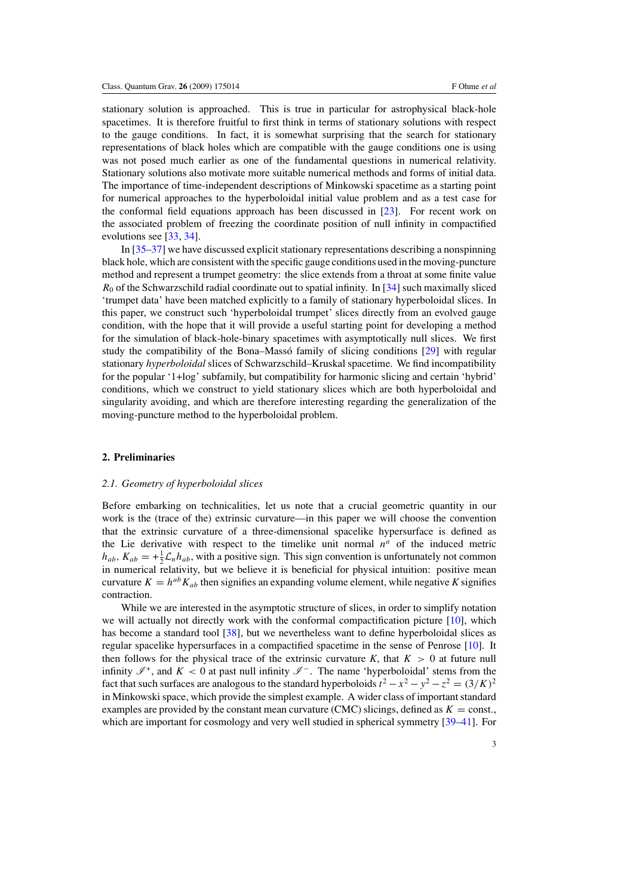stationary solution is approached. This is true in particular for astrophysical black-hole spacetimes. It is therefore fruitful to first think in terms of stationary solutions with respect to the gauge conditions. In fact, it is somewhat surprising that the search for stationary representations of black holes which are compatible with the gauge conditions one is using was not posed much earlier as one of the fundamental questions in numerical relativity. Stationary solutions also motivate more suitable numerical methods and forms of initial data. The importance of time-independent descriptions of Minkowski spacetime as a starting point for numerical approaches to the hyperboloidal initial value problem and as a test case for the conformal field equations approach has been discussed in [23]. For recent work on the associated problem of freezing the coordinate position of null infinity in compactified evolutions see [33, 34].

In [35–37] we have discussed explicit stationary representations describing a nonspinning black hole, which are consistent with the specific gauge conditions used in the moving-puncture method and represent a trumpet geometry: the slice extends from a throat at some finite value $R_0$ of the Schwarzschild radial coordinate out to spatial infinity. In [34] such maximally sliced 'trumpet data' have been matched explicitly to a family of stationary hyperboloidal slices. In this paper, we construct such 'hyperboloidal trumpet' slices directly from an evolved gauge condition, with the hope that it will provide a useful starting point for developing a method for the simulation of black-hole-binary spacetimes with asymptotically null slices. We first study the compatibility of the Bona–Massó family of slicing conditions [29] with regular stationary *hyperboloidal* slices of Schwarzschild–Kruskal spacetime. We find incompatibility for the popular '1+log' subfamily, but compatibility for harmonic slicing and certain 'hybrid' conditions, which we construct to yield stationary slices which are both hyperboloidal and singularity avoiding, and which are therefore interesting regarding the generalization of the moving-puncture method to the hyperboloidal problem.

## 2. Preliminaries

### 2.1. Geometry of hyperboloidal slices

Before embarking on technicalities, let us note that a crucial geometric quantity in our work is the (trace of the) extrinsic curvature—in this paper we will choose the convention that the extrinsic curvature of a three-dimensional spacelike hypersurface is defined as the Lie derivative with respect to the timelike unit normal $n^a$ of the induced metric $h_{ab}$, $K_{ab} = +\frac{1}{2}\mathcal{L}_n h_{ab}$, with a positive sign. This sign convention is unfortunately not common in numerical relativity, but we believe it is beneficial for physical intuition: positive mean curvature $K = h^{ab}K_{ab}$ then signifies an expanding volume element, while negative $K$ signifies contraction.

While we are interested in the asymptotic structure of slices, in order to simplify notation we will actually not directly work with the conformal compactification picture [10], which has become a standard tool [38], but we nevertheless want to define hyperboloidal slices as regular spacelike hypersurfaces in a compactified spacetime in the sense of Penrose [10]. It then follows for the physical trace of the extrinsic curvature $K$, that $K > 0$ at future null infinity $\mathscr{I}^+$, and $K < 0$ at past null infinity $\mathscr{I}^-$. The name 'hyperboloidal' stems from the fact that such surfaces are analogous to the standard hyperboloids $t^2 - x^2 - y^2 - z^2 = (3/K)^2$ in Minkowski space, which provide the simplest example. A wider class of important standard examples are provided by the constant mean curvature (CMC) slicings, defined as $K = \text{const.}$, which are important for cosmology and very well studied in spherical symmetry [39–41]. For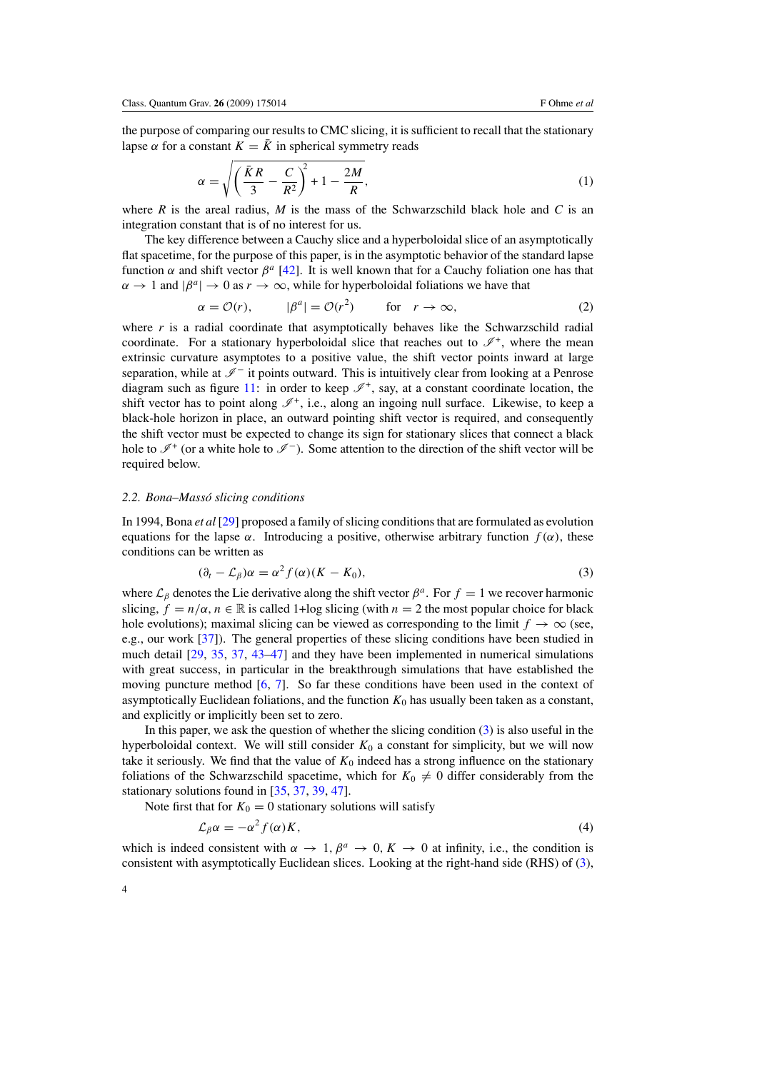the purpose of comparing our results to CMC slicing, it is sufficient to recall that the stationary lapse $\alpha$ for a constant $K = \bar{K}$ in spherical symmetry reads

$$\alpha = \sqrt{\left(\frac{\bar{K}R}{3} - \frac{C}{R^2}\right)^2 + 1 - \frac{2M}{R}}, \tag{1}$$

where $R$ is the areal radius, $M$ is the mass of the Schwarzschild black hole and $C$ is an integration constant that is of no interest for us.

The key difference between a Cauchy slice and a hyperboloidal slice of an asymptotically flat spacetime, for the purpose of this paper, is in the asymptotic behavior of the standard lapse function $\alpha$ and shift vector $\beta^a$ [42]. It is well known that for a Cauchy foliation one has that $\alpha \to 1$ and $|\beta^a| \to 0$ as $r \to \infty$, while for hyperboloidal foliations we have that

$$\alpha = \mathcal{O}(r), \qquad |\beta^a| = \mathcal{O}(r^2) \qquad \text{for} \quad r \to \infty, \tag{2}$$

where $r$ is a radial coordinate that asymptotically behaves like the Schwarzschild radial coordinate. For a stationary hyperboloidal slice that reaches out to $\mathscr{I}^+$, where the mean extrinsic curvature asymptotes to a positive value, the shift vector points inward at large separation, while at $\mathscr{I}^-$ it points outward. This is intuitively clear from looking at a Penrose diagram such as figure 11: in order to keep $\mathscr{I}^+$, say, at a constant coordinate location, the shift vector has to point along $\mathscr{I}^+$, i.e., along an ingoing null surface. Likewise, to keep a black-hole horizon in place, an outward pointing shift vector is required, and consequently the shift vector must be expected to change its sign for stationary slices that connect a black hole to $\mathscr{I}^+$ (or a white hole to $\mathscr{I}^-$). Some attention to the direction of the shift vector will be required below.

### 2.2. Bona–Massó slicing conditions

In 1994, Bona *et al* [29] proposed a family of slicing conditions that are formulated as evolution equations for the lapse $\alpha$. Introducing a positive, otherwise arbitrary function $f(\alpha)$, these conditions can be written as

$$(\partial_t - \mathcal{L}_\beta)\alpha = \alpha^2 f(\alpha)(K - K_0), \tag{3}$$

where $\mathcal{L}_\beta$ denotes the Lie derivative along the shift vector $\beta^a$. For $f = 1$ we recover harmonic slicing, $f = n/\alpha$, $n \in \mathbb{R}$ is called 1+log slicing (with $n = 2$ the most popular choice for black hole evolutions); maximal slicing can be viewed as corresponding to the limit $f \to \infty$ (see, e.g., our work [37]). The general properties of these slicing conditions have been studied in much detail [29, 35, 37, 43–47] and they have been implemented in numerical simulations with great success, in particular in the breakthrough simulations that have established the moving puncture method [6, 7]. So far these conditions have been used in the context of asymptotically Euclidean foliations, and the function $K_0$ has usually been taken as a constant, and explicitly or implicitly been set to zero.

In this paper, we ask the question of whether the slicing condition (3) is also useful in the hyperboloidal context. We will still consider $K_0$ a constant for simplicity, but we will now take it seriously. We find that the value of $K_0$ indeed has a strong influence on the stationary foliations of the Schwarzschild spacetime, which for $K_0 \neq 0$ differ considerably from the stationary solutions found in [35, 37, 39, 47].

Note first that for $K_0 = 0$ stationary solutions will satisfy

$$\mathcal{L}_\beta \alpha = -\alpha^2 f(\alpha) K, \tag{4}$$

which is indeed consistent with $\alpha \to 1$, $\beta^a \to 0$, $K \to 0$ at infinity, i.e., the condition is consistent with asymptotically Euclidean slices. Looking at the right-hand side (RHS) of (3),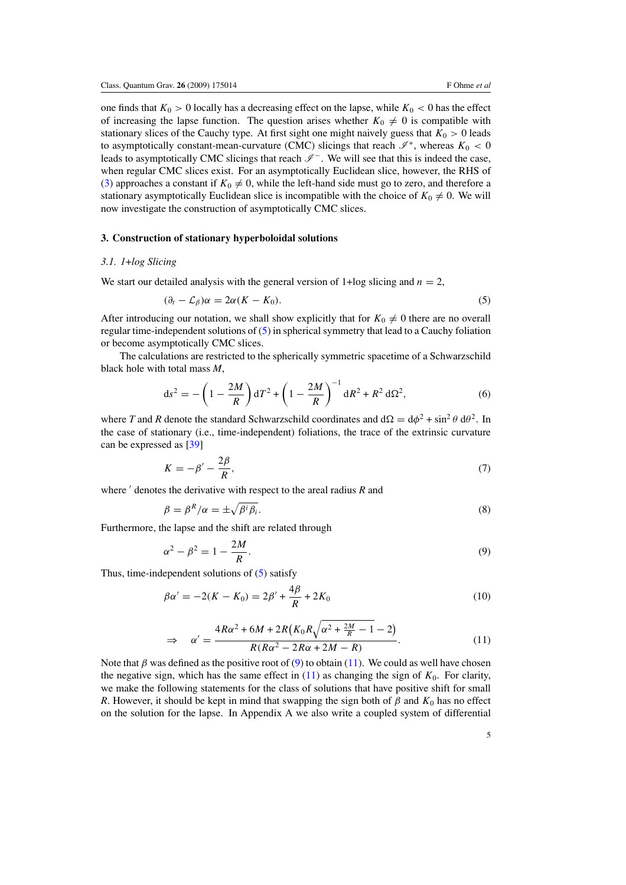one finds that $K_0 > 0$ locally has a decreasing effect on the lapse, while $K_0 < 0$ has the effect of increasing the lapse function. The question arises whether $K_0 \neq 0$ is compatible with stationary slices of the Cauchy type. At first sight one might naively guess that $K_0 > 0$ leads to asymptotically constant-mean-curvature (CMC) slicings that reach $\mathscr{I}^+$, whereas $K_0 < 0$ leads to asymptotically CMC slicings that reach $\mathscr{I}^-$. We will see that this is indeed the case, when regular CMC slices exist. For an asymptotically Euclidean slice, however, the RHS of (3) approaches a constant if $K_0 \neq 0$, while the left-hand side must go to zero, and therefore a stationary asymptotically Euclidean slice is incompatible with the choice of $K_0 \neq 0$. We will now investigate the construction of asymptotically CMC slices.

## 3. Construction of stationary hyperboloidal solutions

### *3.1. 1+log Slicing*

We start our detailed analysis with the general version of 1+log slicing and $n = 2$,

$$(\partial_t - \mathcal{L}_\beta)\alpha = 2\alpha(K - K_0). \tag{5}$$

After introducing our notation, we shall show explicitly that for $K_0 \neq 0$ there are no overall regular time-independent solutions of (5) in spherical symmetry that lead to a Cauchy foliation or become asymptotically CMC slices.

The calculations are restricted to the spherically symmetric spacetime of a Schwarzschild black hole with total mass $M$,

$$ds^2 = -\left(1 - \frac{2M}{R}\right) dT^2 + \left(1 - \frac{2M}{R}\right)^{-1} dR^2 + R^2 \, d\Omega^2, \tag{6}$$

where $T$ and $R$ denote the standard Schwarzschild coordinates and $d\Omega = d\phi^2 + \sin^2\theta \, d\theta^2$. In the case of stationary (i.e., time-independent) foliations, the trace of the extrinsic curvature can be expressed as [39]

$$K = -\beta' - \frac{2\beta}{R}, \tag{7}$$

where $'$ denotes the derivative with respect to the areal radius $R$ and

$$\beta = \beta^R/\alpha = \pm\sqrt{\beta^i \beta_i}. \tag{8}$$

Furthermore, the lapse and the shift are related through

$$\alpha^2 - \beta^2 = 1 - \frac{2M}{R}. \tag{9}$$

Thus, time-independent solutions of (5) satisfy

$$\beta\alpha' = -2(K - K_0) = 2\beta' + \frac{4\beta}{R} + 2K_0 \tag{10}$$

$$\Rightarrow \quad \alpha' = \frac{4R\alpha^2 + 6M + 2R\left(K_0 R\sqrt{\alpha^2 + \frac{2M}{R} - 1} - 2\right)}{R(R\alpha^2 - 2R\alpha + 2M - R)}. \tag{11}$$

Note that $\beta$ was defined as the positive root of (9) to obtain (11). We could as well have chosen the negative sign, which has the same effect in (11) as changing the sign of $K_0$. For clarity, we make the following statements for the class of solutions that have positive shift for small $R$. However, it should be kept in mind that swapping the sign both of $\beta$ and $K_0$ has no effect on the solution for the lapse. In Appendix A we also write a coupled system of differential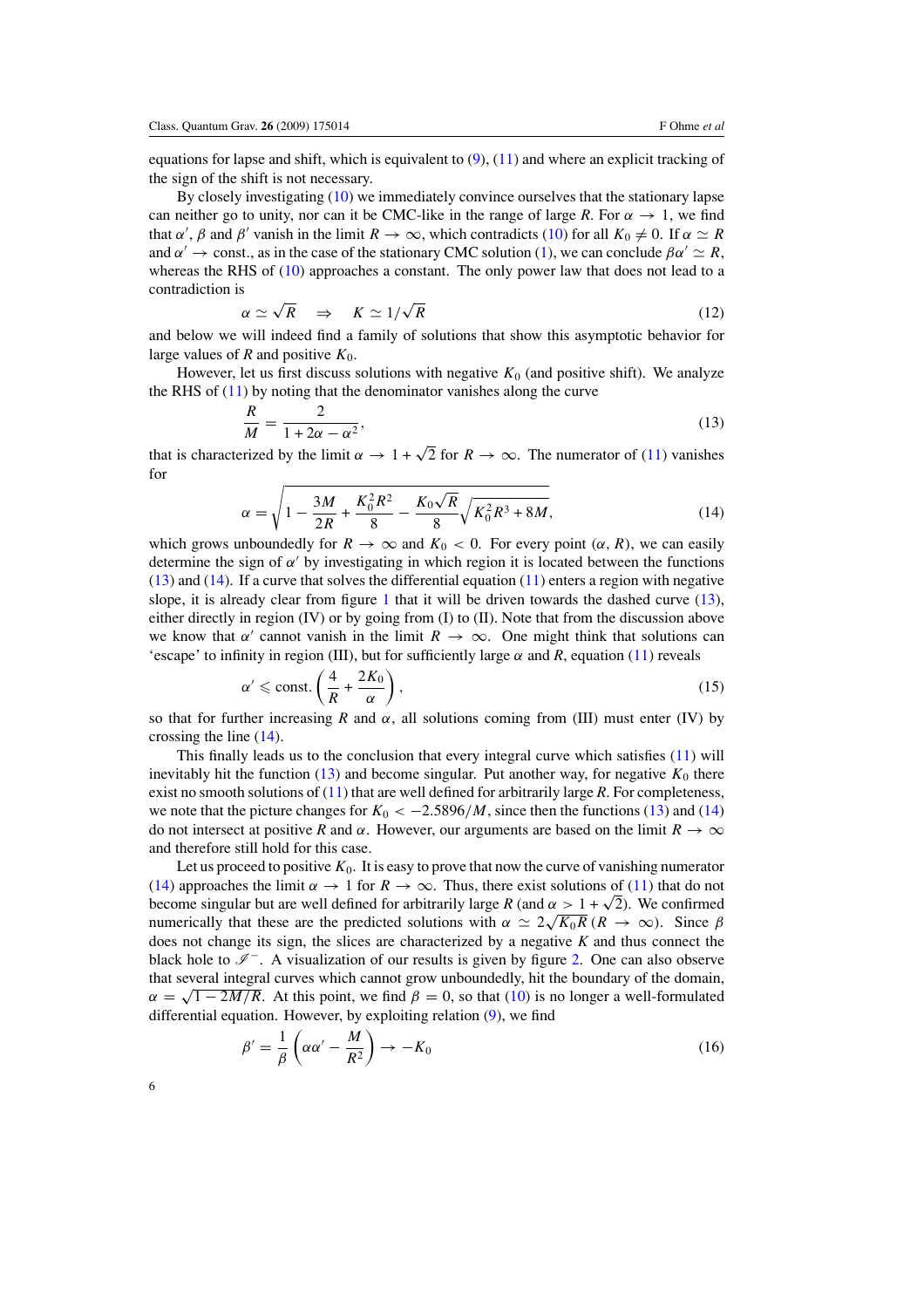equations for lapse and shift, which is equivalent to (9), (11) and where an explicit tracking of the sign of the shift is not necessary.

By closely investigating (10) we immediately convince ourselves that the stationary lapse can neither go to unity, nor can it be CMC-like in the range of large $R$. For $\alpha \to 1$, we find that $\alpha'$, $\beta$ and $\beta'$ vanish in the limit $R \to \infty$, which contradicts (10) for all $K_0 \neq 0$. If $\alpha \simeq R$ and $\alpha' \to \text{const.}$, as in the case of the stationary CMC solution (1), we can conclude $\beta\alpha' \simeq R$, whereas the RHS of (10) approaches a constant. The only power law that does not lead to a contradiction is

$$\alpha \simeq \sqrt{R} \quad \Rightarrow \quad K \simeq 1/\sqrt{R} \tag{12}$$

and below we will indeed find a family of solutions that show this asymptotic behavior for large values of $R$ and positive $K_0$.

However, let us first discuss solutions with negative $K_0$ (and positive shift). We analyze the RHS of (11) by noting that the denominator vanishes along the curve

$$\frac{R}{M} = \frac{2}{1 + 2\alpha - \alpha^2}, \tag{13}$$

that is characterized by the limit $\alpha \to 1 + \sqrt{2}$ for $R \to \infty$. The numerator of (11) vanishes for

$$\alpha = \sqrt{1 - \frac{3M}{2R} + \frac{K_0^2 R^2}{8} - \frac{K_0 \sqrt{R}}{8}\sqrt{K_0^2 R^3 + 8M}}, \tag{14}$$

which grows unboundedly for $R \to \infty$ and $K_0 < 0$. For every point $(\alpha, R)$, we can easily determine the sign of $\alpha'$ by investigating in which region it is located between the functions (13) and (14). If a curve that solves the differential equation (11) enters a region with negative slope, it is already clear from figure 1 that it will be driven towards the dashed curve (13), either directly in region (IV) or by going from (I) to (II). Note that from the discussion above we know that $\alpha'$ cannot vanish in the limit $R \to \infty$. One might think that solutions can 'escape' to infinity in region (III), but for sufficiently large $\alpha$ and $R$, equation (11) reveals

$$\alpha' \leqslant \text{const.}\left(\frac{4}{R} + \frac{2K_0}{\alpha}\right), \tag{15}$$

so that for further increasing $R$ and $\alpha$, all solutions coming from (III) must enter (IV) by crossing the line (14).

This finally leads us to the conclusion that every integral curve which satisfies (11) will inevitably hit the function (13) and become singular. Put another way, for negative $K_0$ there exist no smooth solutions of (11) that are well defined for arbitrarily large $R$. For completeness, we note that the picture changes for $K_0 < -2.5896/M$, since then the functions (13) and (14) do not intersect at positive $R$ and $\alpha$. However, our arguments are based on the limit $R \to \infty$ and therefore still hold for this case.

Let us proceed to positive $K_0$. It is easy to prove that now the curve of vanishing numerator (14) approaches the limit $\alpha \to 1$ for $R \to \infty$. Thus, there exist solutions of (11) that do not become singular but are well defined for arbitrarily large $R$ (and $\alpha > 1 + \sqrt{2}$). We confirmed numerically that these are the predicted solutions with $\alpha \simeq 2\sqrt{K_0 R}\,(R \to \infty)$. Since $\beta$ does not change its sign, the slices are characterized by a negative $K$ and thus connect the black hole to $\mathscr{I}^-$. A visualization of our results is given by figure 2. One can also observe that several integral curves which cannot grow unboundedly, hit the boundary of the domain, $\alpha = \sqrt{1 - 2M/R}$. At this point, we find $\beta = 0$, so that (10) is no longer a well-formulated differential equation. However, by exploiting relation (9), we find

$$\beta' = \frac{1}{\beta}\left(\alpha\alpha' - \frac{M}{R^2}\right) \to -K_0 \tag{16}$$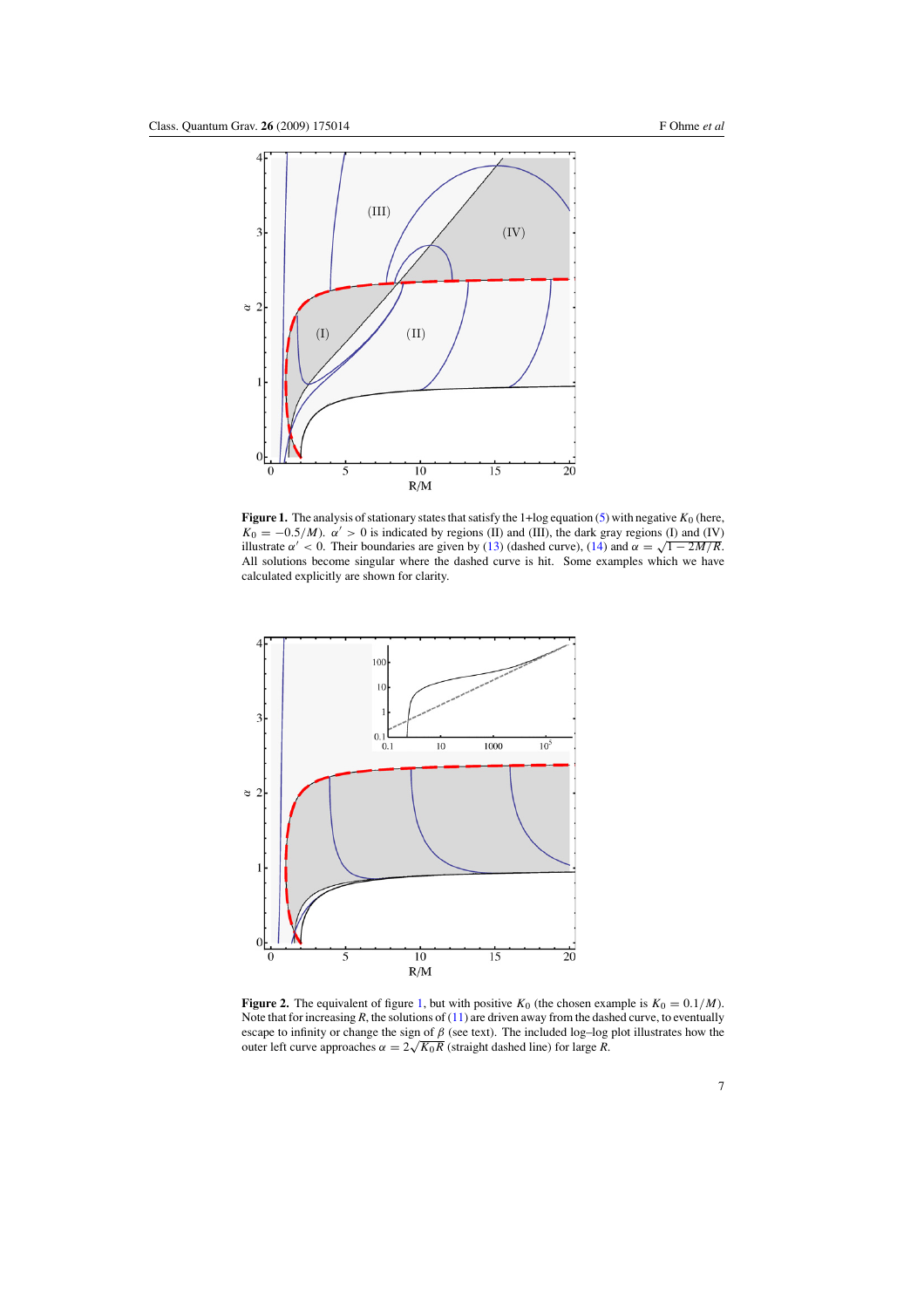**Figure 1.** The analysis of stationary states that satisfy the 1+log equation (5) with negative $K_0$ (here, $K_0 = -0.5/M$). $\alpha' > 0$ is indicated by regions (II) and (III), the dark gray regions (I) and (IV) illustrate $\alpha' < 0$. Their boundaries are given by (13) (dashed curve), (14) and $\alpha = \sqrt{1 - 2M/R}$. All solutions become singular where the dashed curve is hit. Some examples which we have calculated explicitly are shown for clarity.

**Figure 2.** The equivalent of figure 1, but with positive $K_0$ (the chosen example is $K_0 = 0.1/M$). Note that for increasing $R$, the solutions of (11) are driven away from the dashed curve, to eventually escape to infinity or change the sign of $\beta$ (see text). The included log–log plot illustrates how the outer left curve approaches $\alpha = 2\sqrt{K_0 R}$ (straight dashed line) for large $R$.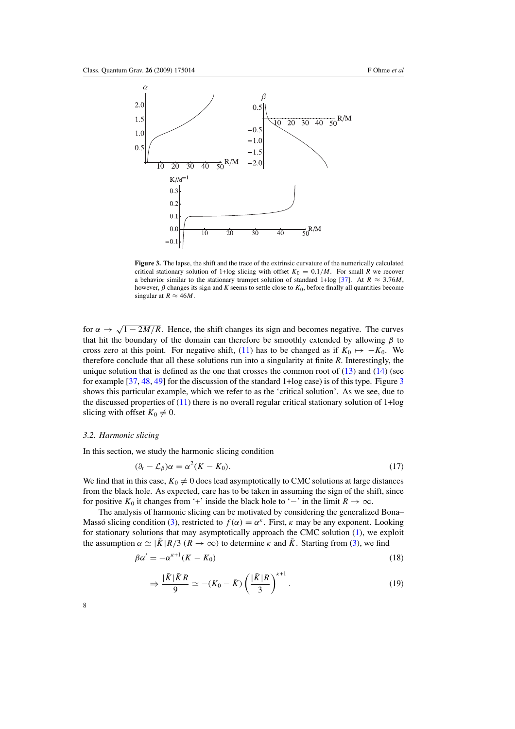**Figure 3.** The lapse, the shift and the trace of the extrinsic curvature of the numerically calculated critical stationary solution of 1+log slicing with offset $K_0 = 0.1/M$. For small $R$ we recover a behavior similar to the stationary trumpet solution of standard 1+log [37]. At $R \approx 3.76M$, however, $\beta$ changes its sign and $K$ seems to settle close to $K_0$, before finally all quantities become singular at $R \approx 46M$.

for $\alpha \to \sqrt{1 - 2M/R}$. Hence, the shift changes its sign and becomes negative. The curves that hit the boundary of the domain can therefore be smoothly extended by allowing $\beta$ to cross zero at this point. For negative shift, (11) has to be changed as if $K_0 \mapsto -K_0$. We therefore conclude that all these solutions run into a singularity at finite $R$. Interestingly, the unique solution that is defined as the one that crosses the common root of (13) and (14) (see for example [37, 48, 49] for the discussion of the standard 1+log case) is of this type. Figure 3 shows this particular example, which we refer to as the 'critical solution'. As we see, due to the discussed properties of (11) there is no overall regular critical stationary solution of 1+log slicing with offset $K_0 \neq 0$.

### 3.2. Harmonic slicing

In this section, we study the harmonic slicing condition

$$(\partial_t - \mathcal{L}_\beta)\alpha = \alpha^2(K - K_0). \tag{17}$$

We find that in this case, $K_0 \neq 0$ does lead asymptotically to CMC solutions at large distances from the black hole. As expected, care has to be taken in assuming the sign of the shift, since for positive $K_0$ it changes from '+' inside the black hole to '−' in the limit $R \to \infty$.

The analysis of harmonic slicing can be motivated by considering the generalized Bona–Massó slicing condition (3), restricted to $f(\alpha) = \alpha^\kappa$. First, $\kappa$ may be any exponent. Looking for stationary solutions that may asymptotically approach the CMC solution (1), we exploit the assumption $\alpha \simeq |\bar{K}|R/3$ ($R \to \infty$) to determine $\kappa$ and $\bar{K}$. Starting from (3), we find

$$\beta\alpha' = -\alpha^{\kappa+1}(K - K_0) \tag{18}$$

$$\Rightarrow \frac{|\bar{K}|\bar{K}R}{9} \simeq -(K_0 - \bar{K})\left(\frac{|\bar{K}|R}{3}\right)^{\kappa+1}. \tag{19}$$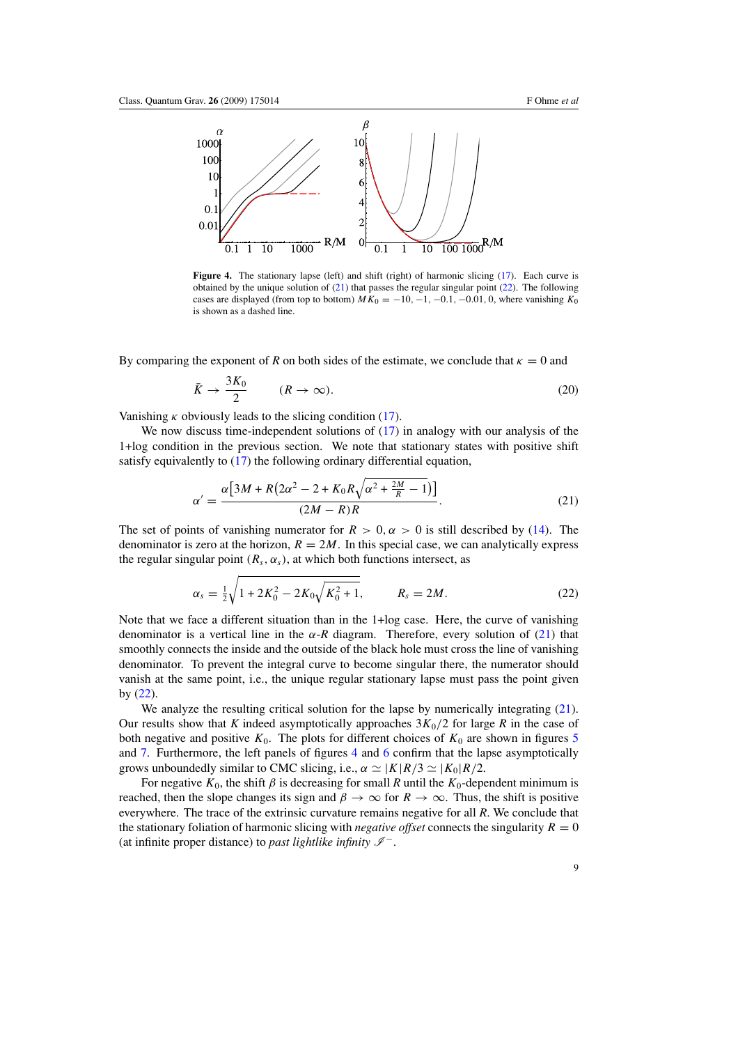**Figure 4.** The stationary lapse (left) and shift (right) of harmonic slicing (17). Each curve is obtained by the unique solution of (21) that passes the regular singular point (22). The following cases are displayed (from top to bottom) $MK_0 = -10, -1, -0.1, -0.01, 0$, where vanishing $K_0$ is shown as a dashed line.

By comparing the exponent of $R$ on both sides of the estimate, we conclude that $\kappa = 0$ and

$$\bar{K} \to \frac{3K_0}{2} \qquad (R \to \infty). \tag{20}$$

Vanishing $\kappa$ obviously leads to the slicing condition (17).

We now discuss time-independent solutions of (17) in analogy with our analysis of the 1+log condition in the previous section. We note that stationary states with positive shift satisfy equivalently to (17) the following ordinary differential equation,

$$\alpha' = \frac{\alpha\left[3M + R\left(2\alpha^2 - 2 + K_0 R\sqrt{\alpha^2 + \frac{2M}{R} - 1}\right)\right]}{(2M - R)R}. \tag{21}$$

The set of points of vanishing numerator for $R > 0, \alpha > 0$ is still described by (14). The denominator is zero at the horizon, $R = 2M$. In this special case, we can analytically express the regular singular point $(R_s, \alpha_s)$, at which both functions intersect, as

$$\alpha_s = \tfrac{1}{2}\sqrt{1 + 2K_0^2 - 2K_0\sqrt{K_0^2 + 1}}, \qquad R_s = 2M. \tag{22}$$

Note that we face a different situation than in the 1+log case. Here, the curve of vanishing denominator is a vertical line in the $\alpha$-$R$ diagram. Therefore, every solution of (21) that smoothly connects the inside and the outside of the black hole must cross the line of vanishing denominator. To prevent the integral curve to become singular there, the numerator should vanish at the same point, i.e., the unique regular stationary lapse must pass the point given by (22).

We analyze the resulting critical solution for the lapse by numerically integrating (21). Our results show that $K$ indeed asymptotically approaches $3K_0/2$ for large $R$ in the case of both negative and positive $K_0$. The plots for different choices of $K_0$ are shown in figures 5 and 7. Furthermore, the left panels of figures 4 and 6 confirm that the lapse asymptotically grows unboundedly similar to CMC slicing, i.e., $\alpha \simeq |K|R/3 \simeq |K_0|R/2$.

For negative $K_0$, the shift $\beta$ is decreasing for small $R$ until the $K_0$-dependent minimum is reached, then the slope changes its sign and $\beta \to \infty$ for $R \to \infty$. Thus, the shift is positive everywhere. The trace of the extrinsic curvature remains negative for all $R$. We conclude that the stationary foliation of harmonic slicing with *negative offset* connects the singularity $R = 0$ (at infinite proper distance) to *past lightlike infinity* $\mathscr{I}^-$.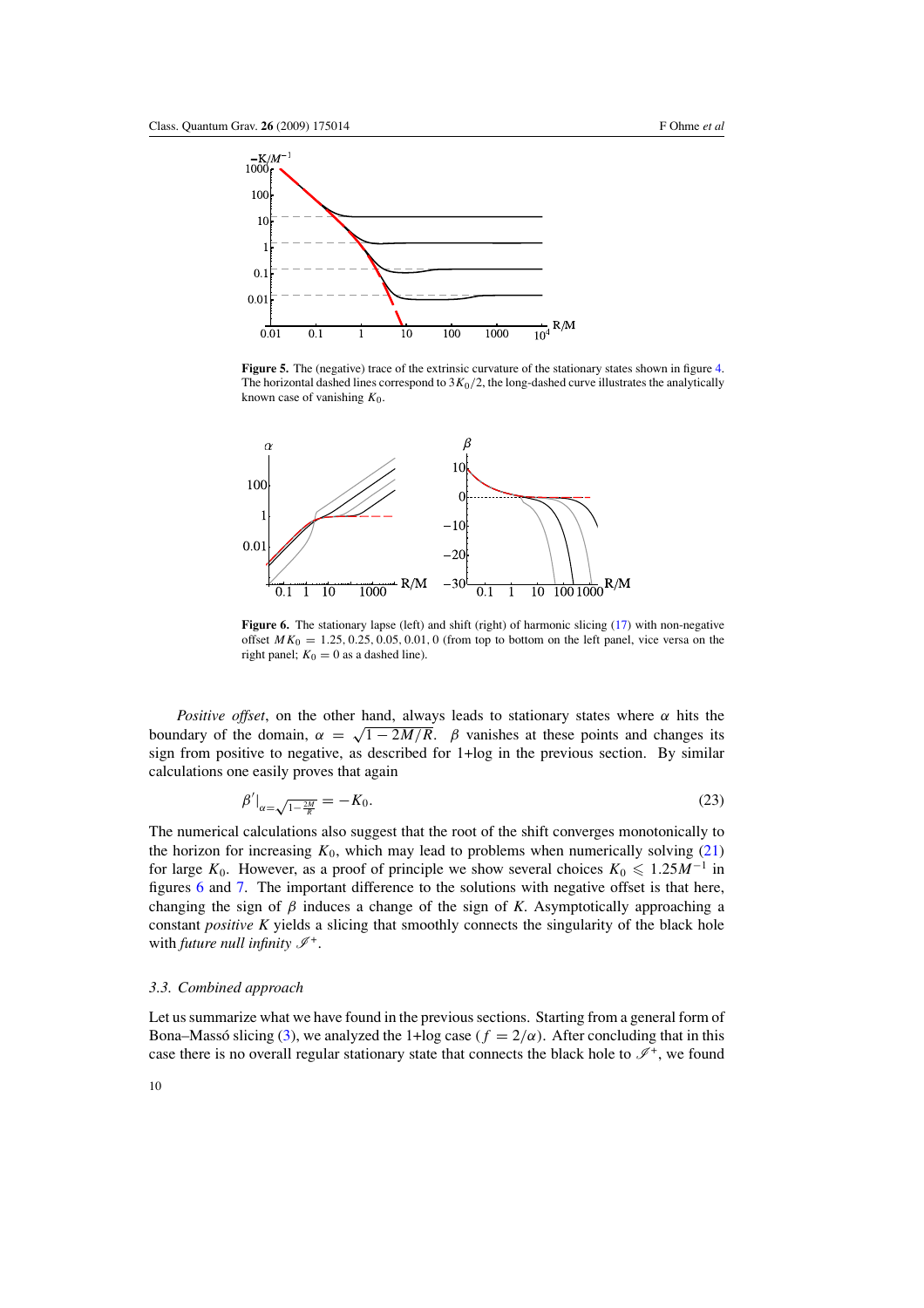**Figure 5.** The (negative) trace of the extrinsic curvature of the stationary states shown in figure 4. The horizontal dashed lines correspond to $3K_0/2$, the long-dashed curve illustrates the analytically known case of vanishing $K_0$.

**Figure 6.** The stationary lapse (left) and shift (right) of harmonic slicing (17) with non-negative offset $MK_0 = 1.25, 0.25, 0.05, 0.01, 0$ (from top to bottom on the left panel, vice versa on the right panel; $K_0 = 0$ as a dashed line).

*Positive offset*, on the other hand, always leads to stationary states where $\alpha$ hits the boundary of the domain, $\alpha = \sqrt{1 - 2M/R}$. $\beta$ vanishes at these points and changes its sign from positive to negative, as described for 1+log in the previous section. By similar calculations one easily proves that again

$$\beta'|_{\alpha=\sqrt{1-\frac{2M}{R}}} = -K_0. \tag{23}$$

The numerical calculations also suggest that the root of the shift converges monotonically to the horizon for increasing $K_0$, which may lead to problems when numerically solving (21) for large $K_0$. However, as a proof of principle we show several choices $K_0 \leqslant 1.25M^{-1}$ in figures 6 and 7. The important difference to the solutions with negative offset is that here, changing the sign of $\beta$ induces a change of the sign of $K$. Asymptotically approaching a constant *positive* $K$ yields a slicing that smoothly connects the singularity of the black hole with *future null infinity* $\mathscr{I}^+$.

### 3.3. Combined approach

Let us summarize what we have found in the previous sections. Starting from a general form of Bona–Massó slicing (3), we analyzed the 1+log case ($f = 2/\alpha$). After concluding that in this case there is no overall regular stationary state that connects the black hole to $\mathscr{I}^+$, we found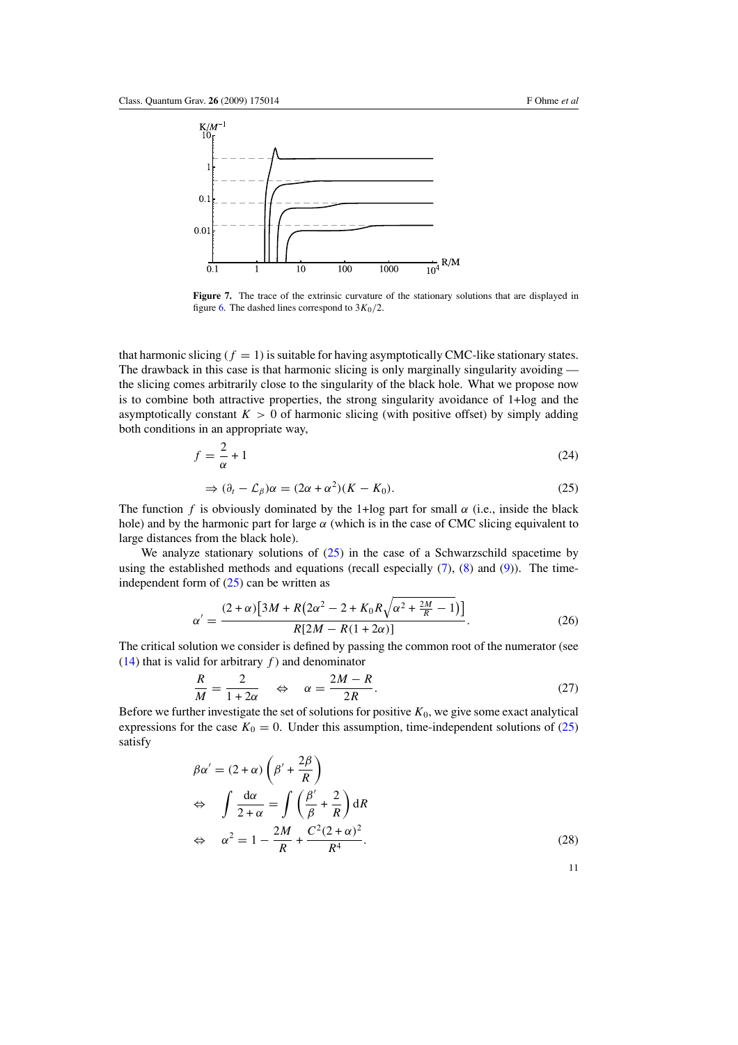**Figure 7.** The trace of the extrinsic curvature of the stationary solutions that are displayed in figure 6. The dashed lines correspond to $3K_0/2$.

that harmonic slicing ($f = 1$) is suitable for having asymptotically CMC-like stationary states. The drawback in this case is that harmonic slicing is only marginally singularity avoiding — the slicing comes arbitrarily close to the singularity of the black hole. What we propose now is to combine both attractive properties, the strong singularity avoidance of 1+log and the asymptotically constant $K > 0$ of harmonic slicing (with positive offset) by simply adding both conditions in an appropriate way,

$$f = \frac{2}{\alpha} + 1 \tag{24}$$

$$\Rightarrow (\partial_t - \mathcal{L}_\beta)\alpha = (2\alpha + \alpha^2)(K - K_0). \tag{25}$$

The function $f$ is obviously dominated by the 1+log part for small $\alpha$ (i.e., inside the black hole) and by the harmonic part for large $\alpha$ (which is in the case of CMC slicing equivalent to large distances from the black hole).

We analyze stationary solutions of (25) in the case of a Schwarzschild spacetime by using the established methods and equations (recall especially (7), (8) and (9)). The time-independent form of (25) can be written as

$$\alpha' = \frac{(2+\alpha)\left[3M + R\left(2\alpha^2 - 2 + K_0 R\sqrt{\alpha^2 + \frac{2M}{R} - 1}\right)\right]}{R[2M - R(1+2\alpha)]}. \tag{26}$$

The critical solution we consider is defined by passing the common root of the numerator (see (14) that is valid for arbitrary $f$) and denominator

$$\frac{R}{M} = \frac{2}{1+2\alpha} \quad \Leftrightarrow \quad \alpha = \frac{2M - R}{2R}. \tag{27}$$

Before we further investigate the set of solutions for positive $K_0$, we give some exact analytical expressions for the case $K_0 = 0$. Under this assumption, time-independent solutions of (25) satisfy

$$\begin{aligned}
&\beta\alpha' = (2+\alpha)\left(\beta' + \frac{2\beta}{R}\right) \\
\Leftrightarrow \quad &\int \frac{\mathrm{d}\alpha}{2+\alpha} = \int \left(\frac{\beta'}{\beta} + \frac{2}{R}\right)\mathrm{d}R \\
\Leftrightarrow \quad &\alpha^2 = 1 - \frac{2M}{R} + \frac{C^2(2+\alpha)^2}{R^4}.
\end{aligned} \tag{28}$$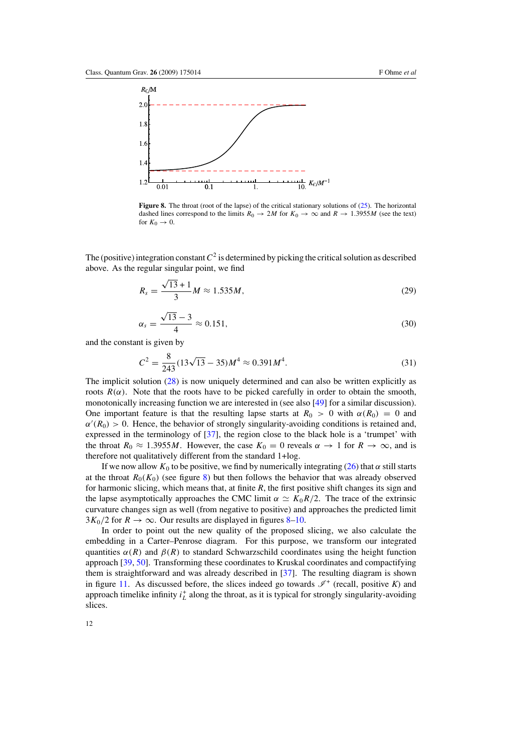**Figure 8.** The throat (root of the lapse) of the critical stationary solutions of (25). The horizontal dashed lines correspond to the limits $R_0 \to 2M$ for $K_0 \to \infty$ and $R \to 1.3955M$ (see the text) for $K_0 \to 0$.

The (positive) integration constant $C^2$ is determined by picking the critical solution as described above. As the regular singular point, we find

$$R_s = \frac{\sqrt{13}+1}{3}M \approx 1.535M, \tag{29}$$

$$\alpha_s = \frac{\sqrt{13}-3}{4} \approx 0.151, \tag{30}$$

and the constant is given by

$$C^2 = \frac{8}{243}(13\sqrt{13}-35)M^4 \approx 0.391M^4. \tag{31}$$

The implicit solution (28) is now uniquely determined and can also be written explicitly as roots $R(\alpha)$. Note that the roots have to be picked carefully in order to obtain the smooth, monotonically increasing function we are interested in (see also [49] for a similar discussion). One important feature is that the resulting lapse starts at $R_0 > 0$ with $\alpha(R_0) = 0$ and $\alpha'(R_0) > 0$. Hence, the behavior of strongly singularity-avoiding conditions is retained and, expressed in the terminology of [37], the region close to the black hole is a 'trumpet' with the throat $R_0 \approx 1.3955M$. However, the case $K_0 = 0$ reveals $\alpha \to 1$ for $R \to \infty$, and is therefore not qualitatively different from the standard 1+log.

If we now allow $K_0$ to be positive, we find by numerically integrating (26) that $\alpha$ still starts at the throat $R_0(K_0)$ (see figure 8) but then follows the behavior that was already observed for harmonic slicing, which means that, at finite $R$, the first positive shift changes its sign and the lapse asymptotically approaches the CMC limit $\alpha \simeq K_0 R/2$. The trace of the extrinsic curvature changes sign as well (from negative to positive) and approaches the predicted limit $3K_0/2$ for $R \to \infty$. Our results are displayed in figures 8–10.

In order to point out the new quality of the proposed slicing, we also calculate the embedding in a Carter–Penrose diagram. For this purpose, we transform our integrated quantities $\alpha(R)$ and $\beta(R)$ to standard Schwarzschild coordinates using the height function approach [39, 50]. Transforming these coordinates to Kruskal coordinates and compactifying them is straightforward and was already described in [37]. The resulting diagram is shown in figure 11. As discussed before, the slices indeed go towards $\mathscr{I}^+$ (recall, positive $K$) and approach timelike infinity $i_L^+$ along the throat, as it is typical for strongly singularity-avoiding slices.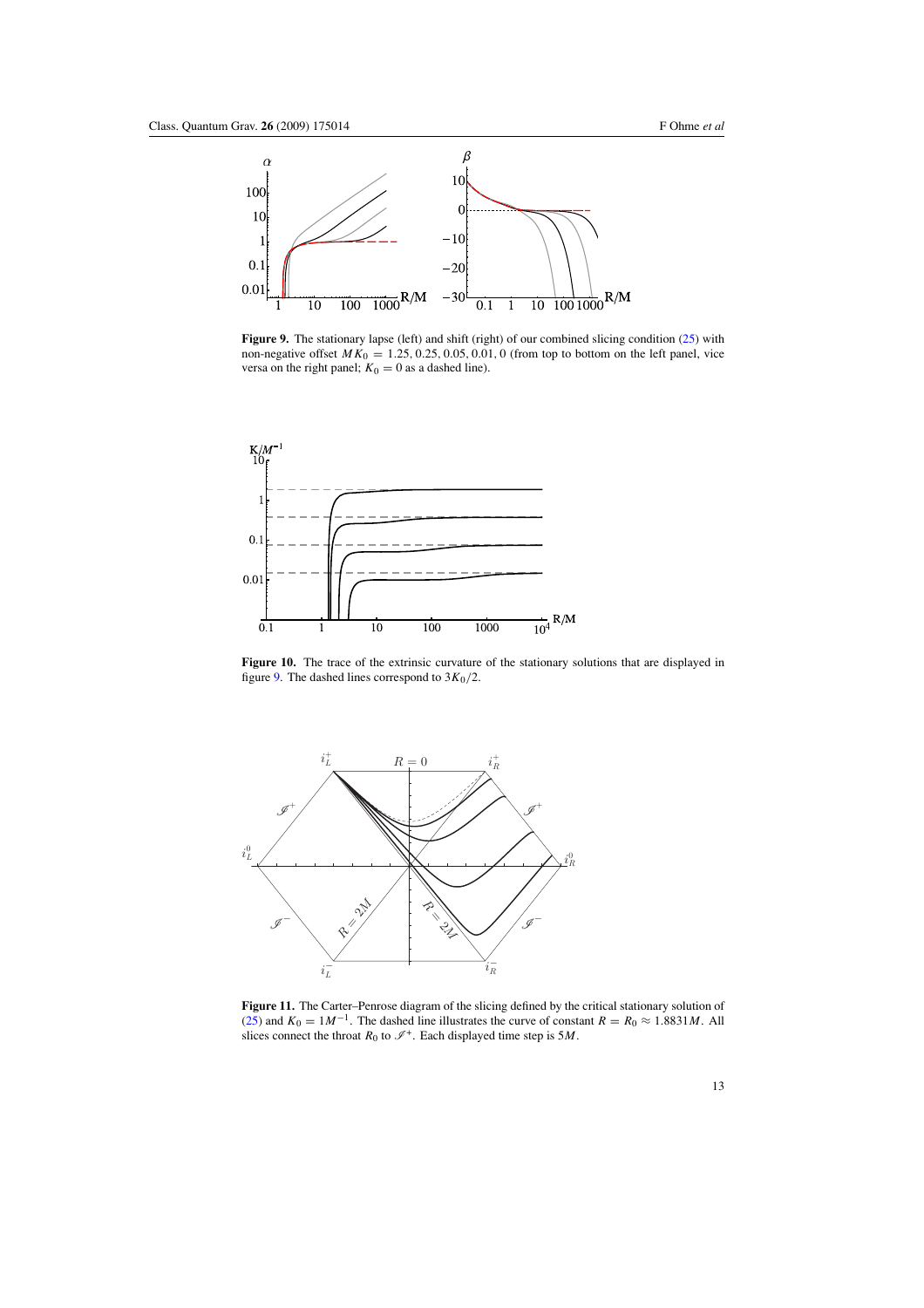**Figure 9.** The stationary lapse (left) and shift (right) of our combined slicing condition (25) with non-negative offset $MK_0 = 1.25, 0.25, 0.05, 0.01, 0$ (from top to bottom on the left panel, vice versa on the right panel; $K_0 = 0$ as a dashed line).

**Figure 10.** The trace of the extrinsic curvature of the stationary solutions that are displayed in figure 9. The dashed lines correspond to $3K_0/2$.

**Figure 11.** The Carter–Penrose diagram of the slicing defined by the critical stationary solution of (25) and $K_0 = 1M^{-1}$. The dashed line illustrates the curve of constant $R = R_0 \approx 1.8831M$. All slices connect the throat $R_0$ to $\mathscr{I}^+$. Each displayed time step is $5M$.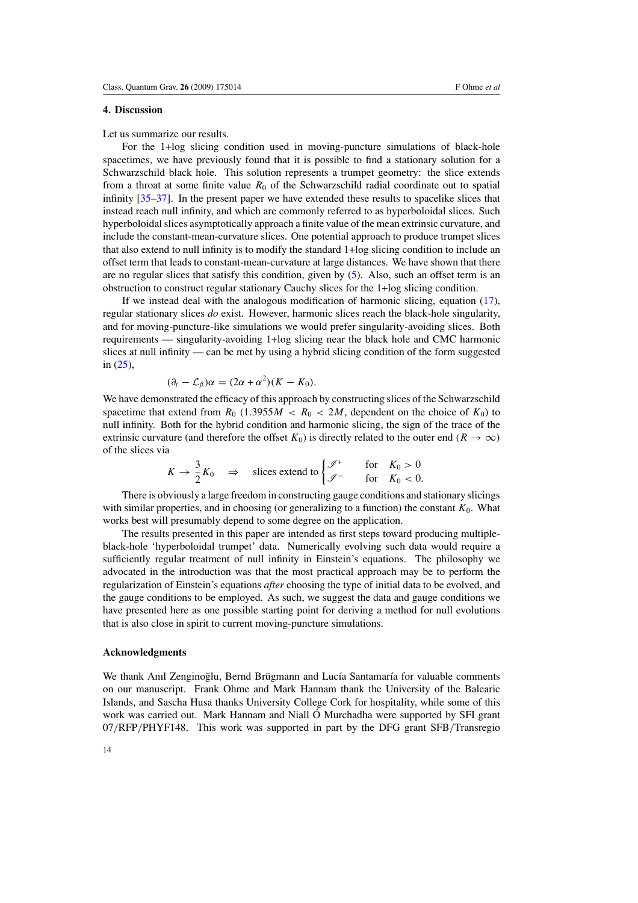## 4. Discussion

Let us summarize our results.

For the 1+log slicing condition used in moving-puncture simulations of black-hole spacetimes, we have previously found that it is possible to find a stationary solution for a Schwarzschild black hole. This solution represents a trumpet geometry: the slice extends from a throat at some finite value $R_0$ of the Schwarzschild radial coordinate out to spatial infinity [35–37]. In the present paper we have extended these results to spacelike slices that instead reach null infinity, and which are commonly referred to as hyperboloidal slices. Such hyperboloidal slices asymptotically approach a finite value of the mean extrinsic curvature, and include the constant-mean-curvature slices. One potential approach to produce trumpet slices that also extend to null infinity is to modify the standard 1+log slicing condition to include an offset term that leads to constant-mean-curvature at large distances. We have shown that there are no regular slices that satisfy this condition, given by (5). Also, such an offset term is an obstruction to construct regular stationary Cauchy slices for the 1+log slicing condition.

If we instead deal with the analogous modification of harmonic slicing, equation (17), regular stationary slices *do* exist. However, harmonic slices reach the black-hole singularity, and for moving-puncture-like simulations we would prefer singularity-avoiding slices. Both requirements — singularity-avoiding 1+log slicing near the black hole and CMC harmonic slices at null infinity — can be met by using a hybrid slicing condition of the form suggested in (25),

$$(\partial_t - \mathcal{L}_\beta)\alpha = (2\alpha + \alpha^2)(K - K_0).$$

We have demonstrated the efficacy of this approach by constructing slices of the Schwarzschild spacetime that extend from $R_0$ ($1.3955M < R_0 < 2M$, dependent on the choice of $K_0$) to null infinity. Both for the hybrid condition and harmonic slicing, the sign of the trace of the extrinsic curvature (and therefore the offset $K_0$) is directly related to the outer end ($R \to \infty$) of the slices via

$$K \to \frac{3}{2}K_0 \quad \Rightarrow \quad \text{slices extend to} \begin{cases} \mathscr{I}^+ & \text{for} \quad K_0 > 0 \\ \mathscr{I}^- & \text{for} \quad K_0 < 0. \end{cases}$$

There is obviously a large freedom in constructing gauge conditions and stationary slicings with similar properties, and in choosing (or generalizing to a function) the constant $K_0$. What works best will presumably depend to some degree on the application.

The results presented in this paper are intended as first steps toward producing multiple-black-hole 'hyperboloidal trumpet' data. Numerically evolving such data would require a sufficiently regular treatment of null infinity in Einstein's equations. The philosophy we advocated in the introduction was that the most practical approach may be to perform the regularization of Einstein's equations *after* choosing the type of initial data to be evolved, and the gauge conditions to be employed. As such, we suggest the data and gauge conditions we have presented here as one possible starting point for deriving a method for null evolutions that is also close in spirit to current moving-puncture simulations.

### Acknowledgments

We thank Anıl Zenginoğlu, Bernd Brügmann and Lucía Santamaría for valuable comments on our manuscript. Frank Ohme and Mark Hannam thank the University of the Balearic Islands, and Sascha Husa thanks University College Cork for hospitality, while some of this work was carried out. Mark Hannam and Niall Ó Murchadha were supported by SFI grant 07/RFP/PHYF148. This work was supported in part by the DFG grant SFB/Transregio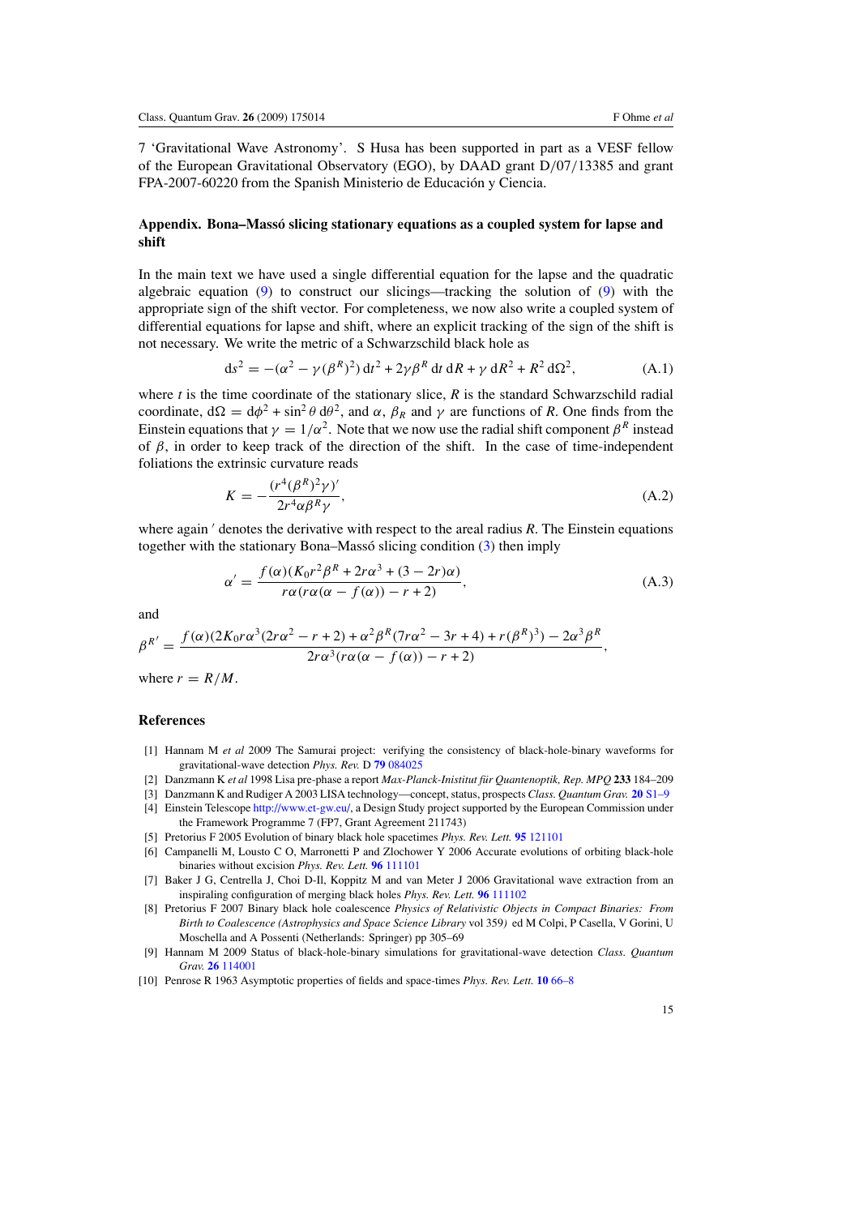7 'Gravitational Wave Astronomy'. S Husa has been supported in part as a VESF fellow of the European Gravitational Observatory (EGO), by DAAD grant D/07/13385 and grant FPA-2007-60220 from the Spanish Ministerio de Educación y Ciencia.

## Appendix. Bona–Massó slicing stationary equations as a coupled system for lapse and shift

In the main text we have used a single differential equation for the lapse and the quadratic algebraic equation (9) to construct our slicings—tracking the solution of (9) with the appropriate sign of the shift vector. For completeness, we now also write a coupled system of differential equations for lapse and shift, where an explicit tracking of the sign of the shift is not necessary. We write the metric of a Schwarzschild black hole as

$$\mathrm{d}s^2 = -(\alpha^2 - \gamma(\beta^R)^2)\,\mathrm{d}t^2 + 2\gamma\beta^R\,\mathrm{d}t\,\mathrm{d}R + \gamma\,\mathrm{d}R^2 + R^2\,\mathrm{d}\Omega^2, \tag{A.1}$$

where $t$ is the time coordinate of the stationary slice, $R$ is the standard Schwarzschild radial coordinate, $\mathrm{d}\Omega = \mathrm{d}\phi^2 + \sin^2\theta\,\mathrm{d}\theta^2$, and $\alpha$, $\beta_R$ and $\gamma$ are functions of $R$. One finds from the Einstein equations that $\gamma = 1/\alpha^2$. Note that we now use the radial shift component $\beta^R$ instead of $\beta$, in order to keep track of the direction of the shift. In the case of time-independent foliations the extrinsic curvature reads

$$K = -\frac{(r^4(\beta^R)^2\gamma)'}{2r^4\alpha\beta^R\gamma}, \tag{A.2}$$

where again $'$ denotes the derivative with respect to the areal radius $R$. The Einstein equations together with the stationary Bona–Massó slicing condition (3) then imply

$$\alpha' = \frac{f(\alpha)(K_0 r^2\beta^R + 2r\alpha^3 + (3-2r)\alpha)}{r\alpha(r\alpha(\alpha - f(\alpha)) - r + 2)}, \tag{A.3}$$

and

$$\beta^{R'} = \frac{f(\alpha)(2K_0 r\alpha^3(2r\alpha^2 - r + 2) + \alpha^2\beta^R(7r\alpha^2 - 3r + 4) + r(\beta^R)^3) - 2\alpha^3\beta^R}{2r\alpha^3(r\alpha(\alpha - f(\alpha)) - r + 2)},$$

where $r = R/M$.

## References

[1] Hannam M *et al* 2009 The Samurai project: verifying the consistency of black-hole-binary waveforms for gravitational-wave detection *Phys. Rev.* D **79** 084025

[2] Danzmann K *et al* 1998 Lisa pre-phase a report *Max-Planck-Inisitut für Quantenoptik, Rep. MPQ* **233** 184–209

[3] Danzmann K and Rudiger A 2003 LISA technology—concept, status, prospects *Class. Quantum Grav.* **20** S1–9

[4] Einstein Telescope http://www.et-gw.eu/, a Design Study project supported by the European Commission under the Framework Programme 7 (FP7, Grant Agreement 211743)

[5] Pretorius F 2005 Evolution of binary black hole spacetimes *Phys. Rev. Lett.* **95** 121101

[6] Campanelli M, Lousto C O, Marronetti P and Zlochower Y 2006 Accurate evolutions of orbiting black-hole binaries without excision *Phys. Rev. Lett.* **96** 111101

[7] Baker J G, Centrella J, Choi D-Il, Koppitz M and van Meter J 2006 Gravitational wave extraction from an inspiraling configuration of merging black holes *Phys. Rev. Lett.* **96** 111102

[8] Pretorius F 2007 Binary black hole coalescence *Physics of Relativistic Objects in Compact Binaries: From Birth to Coalescence (Astrophysics and Space Science Library* vol 359*)* ed M Colpi, P Casella, V Gorini, U Moschella and A Possenti (Netherlands: Springer) pp 305–69

[9] Hannam M 2009 Status of black-hole-binary simulations for gravitational-wave detection *Class. Quantum Grav.* **26** 114001

[10] Penrose R 1963 Asymptotic properties of fields and space-times *Phys. Rev. Lett.* **10** 66–8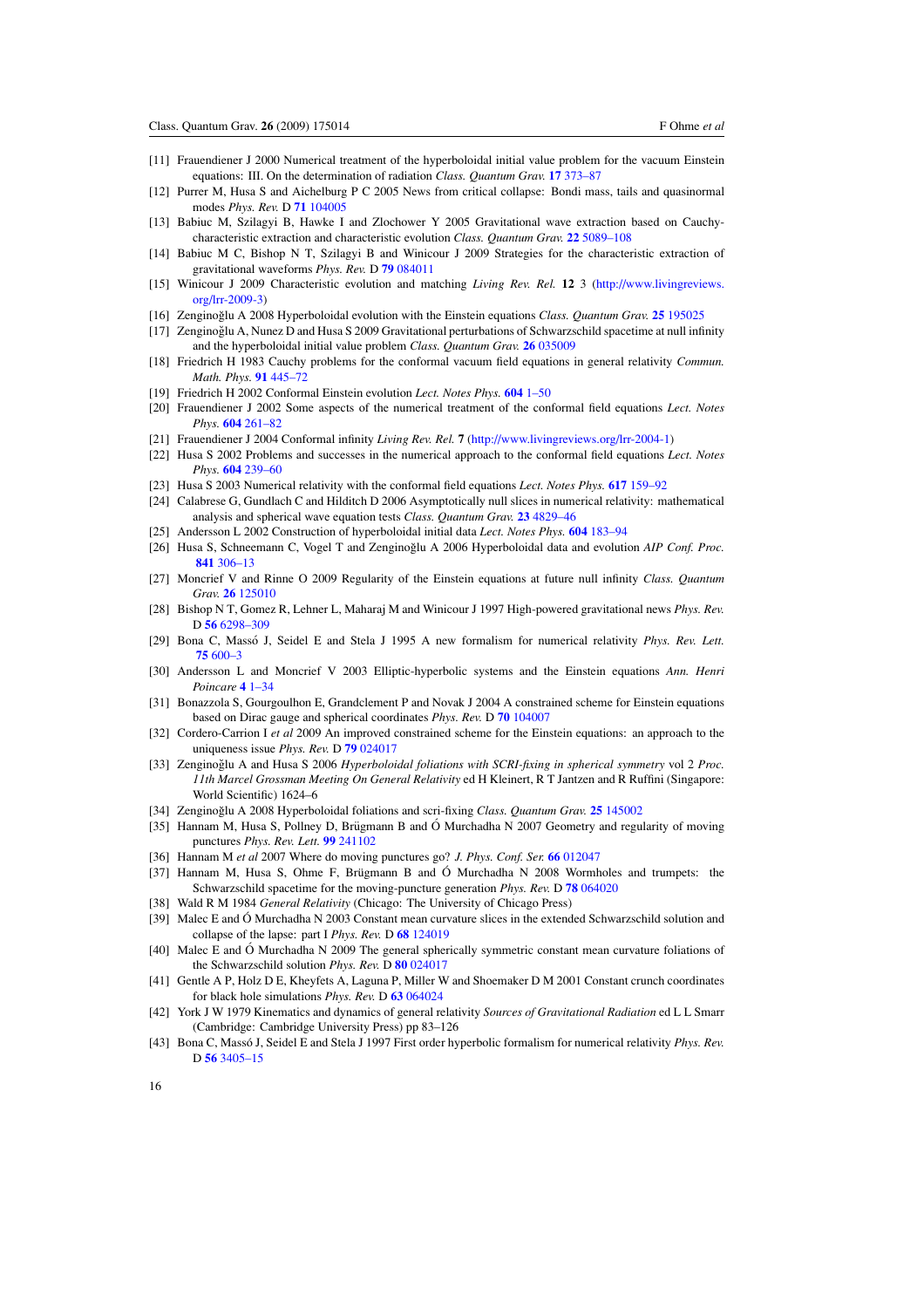[11] Frauendiener J 2000 Numerical treatment of the hyperboloidal initial value problem for the vacuum Einstein equations: III. On the determination of radiation *Class. Quantum Grav.* **17** 373–87

[12] Purrer M, Husa S and Aichelburg P C 2005 News from critical collapse: Bondi mass, tails and quasinormal modes *Phys. Rev.* D **71** 104005

[13] Babiuc M, Szilagyi B, Hawke I and Zlochower Y 2005 Gravitational wave extraction based on Cauchy-characteristic extraction and characteristic evolution *Class. Quantum Grav.* **22** 5089–108

[14] Babiuc M C, Bishop N T, Szilagyi B and Winicour J 2009 Strategies for the characteristic extraction of gravitational waveforms *Phys. Rev.* D **79** 084011

[15] Winicour J 2009 Characteristic evolution and matching *Living Rev. Rel.* **12** 3 (http://www.livingreviews.org/lrr-2009-3)

[16] Zenginoğlu A 2008 Hyperboloidal evolution with the Einstein equations *Class. Quantum Grav.* **25** 195025

[17] Zenginoğlu A, Nunez D and Husa S 2009 Gravitational perturbations of Schwarzschild spacetime at null infinity and the hyperboloidal initial value problem *Class. Quantum Grav.* **26** 035009

[18] Friedrich H 1983 Cauchy problems for the conformal vacuum field equations in general relativity *Commun. Math. Phys.* **91** 445–72

[19] Friedrich H 2002 Conformal Einstein evolution *Lect. Notes Phys.* **604** 1–50

[20] Frauendiener J 2002 Some aspects of the numerical treatment of the conformal field equations *Lect. Notes Phys.* **604** 261–82

[21] Frauendiener J 2004 Conformal infinity *Living Rev. Rel.* **7** (http://www.livingreviews.org/lrr-2004-1)

[22] Husa S 2002 Problems and successes in the numerical approach to the conformal field equations *Lect. Notes Phys.* **604** 239–60

[23] Husa S 2003 Numerical relativity with the conformal field equations *Lect. Notes Phys.* **617** 159–92

[24] Calabrese G, Gundlach C and Hilditch D 2006 Asymptotically null slices in numerical relativity: mathematical analysis and spherical wave equation tests *Class. Quantum Grav.* **23** 4829–46

[25] Andersson L 2002 Construction of hyperboloidal initial data *Lect. Notes Phys.* **604** 183–94

[26] Husa S, Schneemann C, Vogel T and Zenginoğlu A 2006 Hyperboloidal data and evolution *AIP Conf. Proc.* **841** 306–13

[27] Moncrief V and Rinne O 2009 Regularity of the Einstein equations at future null infinity *Class. Quantum Grav.* **26** 125010

[28] Bishop N T, Gomez R, Lehner L, Maharaj M and Winicour J 1997 High-powered gravitational news *Phys. Rev.* D **56** 6298–309

[29] Bona C, Massó J, Seidel E and Stela J 1995 A new formalism for numerical relativity *Phys. Rev. Lett.* **75** 600–3

[30] Andersson L and Moncrief V 2003 Elliptic-hyperbolic systems and the Einstein equations *Ann. Henri Poincare* **4** 1–34

[31] Bonazzola S, Gourgoulhon E, Grandclement P and Novak J 2004 A constrained scheme for Einstein equations based on Dirac gauge and spherical coordinates *Phys. Rev.* D **70** 104007

[32] Cordero-Carrion I *et al* 2009 An improved constrained scheme for the Einstein equations: an approach to the uniqueness issue *Phys. Rev.* D **79** 024017

[33] Zenginoğlu A and Husa S 2006 *Hyperboloidal foliations with SCRI-fixing in spherical symmetry* vol 2 *Proc. 11th Marcel Grossman Meeting On General Relativity* ed H Kleinert, R T Jantzen and R Ruffini (Singapore: World Scientific) 1624–6

[34] Zenginoğlu A 2008 Hyperboloidal foliations and scri-fixing *Class. Quantum Grav.* **25** 145002

[35] Hannam M, Husa S, Pollney D, Brügmann B and Ó Murchadha N 2007 Geometry and regularity of moving punctures *Phys. Rev. Lett.* **99** 241102

[36] Hannam M *et al* 2007 Where do moving punctures go? *J. Phys. Conf. Ser.* **66** 012047

[37] Hannam M, Husa S, Ohme F, Brügmann B and Ó Murchadha N 2008 Wormholes and trumpets: the Schwarzschild spacetime for the moving-puncture generation *Phys. Rev.* D **78** 064020

[38] Wald R M 1984 *General Relativity* (Chicago: The University of Chicago Press)

[39] Malec E and Ó Murchadha N 2003 Constant mean curvature slices in the extended Schwarzschild solution and collapse of the lapse: part I *Phys. Rev.* D **68** 124019

[40] Malec E and Ó Murchadha N 2009 The general spherically symmetric constant mean curvature foliations of the Schwarzschild solution *Phys. Rev.* D **80** 024017

[41] Gentle A P, Holz D E, Kheyfets A, Laguna P, Miller W and Shoemaker D M 2001 Constant crunch coordinates for black hole simulations *Phys. Rev.* D **63** 064024

[42] York J W 1979 Kinematics and dynamics of general relativity *Sources of Gravitational Radiation* ed L L Smarr (Cambridge: Cambridge University Press) pp 83–126

[43] Bona C, Massó J, Seidel E and Stela J 1997 First order hyperbolic formalism for numerical relativity *Phys. Rev.* D **56** 3405–15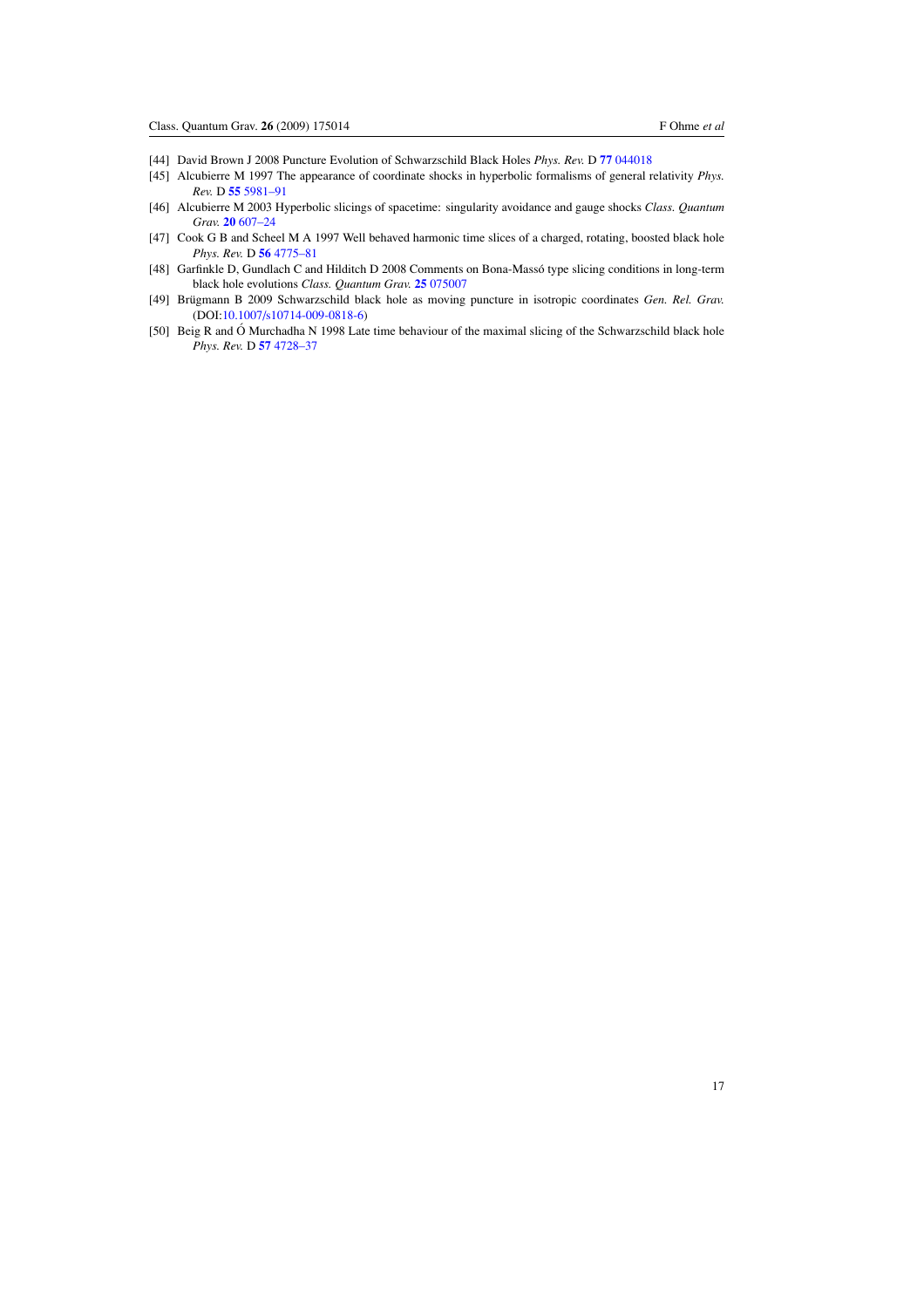[44] David Brown J 2008 Puncture Evolution of Schwarzschild Black Holes *Phys. Rev.* D **77** 044018

[45] Alcubierre M 1997 The appearance of coordinate shocks in hyperbolic formalisms of general relativity *Phys. Rev.* D **55** 5981–91

[46] Alcubierre M 2003 Hyperbolic slicings of spacetime: singularity avoidance and gauge shocks *Class. Quantum Grav.* **20** 607–24

[47] Cook G B and Scheel M A 1997 Well behaved harmonic time slices of a charged, rotating, boosted black hole *Phys. Rev.* D **56** 4775–81

[48] Garfinkle D, Gundlach C and Hilditch D 2008 Comments on Bona-Massó type slicing conditions in long-term black hole evolutions *Class. Quantum Grav.* **25** 075007

[49] Brügmann B 2009 Schwarzschild black hole as moving puncture in isotropic coordinates *Gen. Rel. Grav.* (DOI:10.1007/s10714-009-0818-6)

[50] Beig R and Ó Murchadha N 1998 Late time behaviour of the maximal slicing of the Schwarzschild black hole *Phys. Rev.* D **57** 4728–37